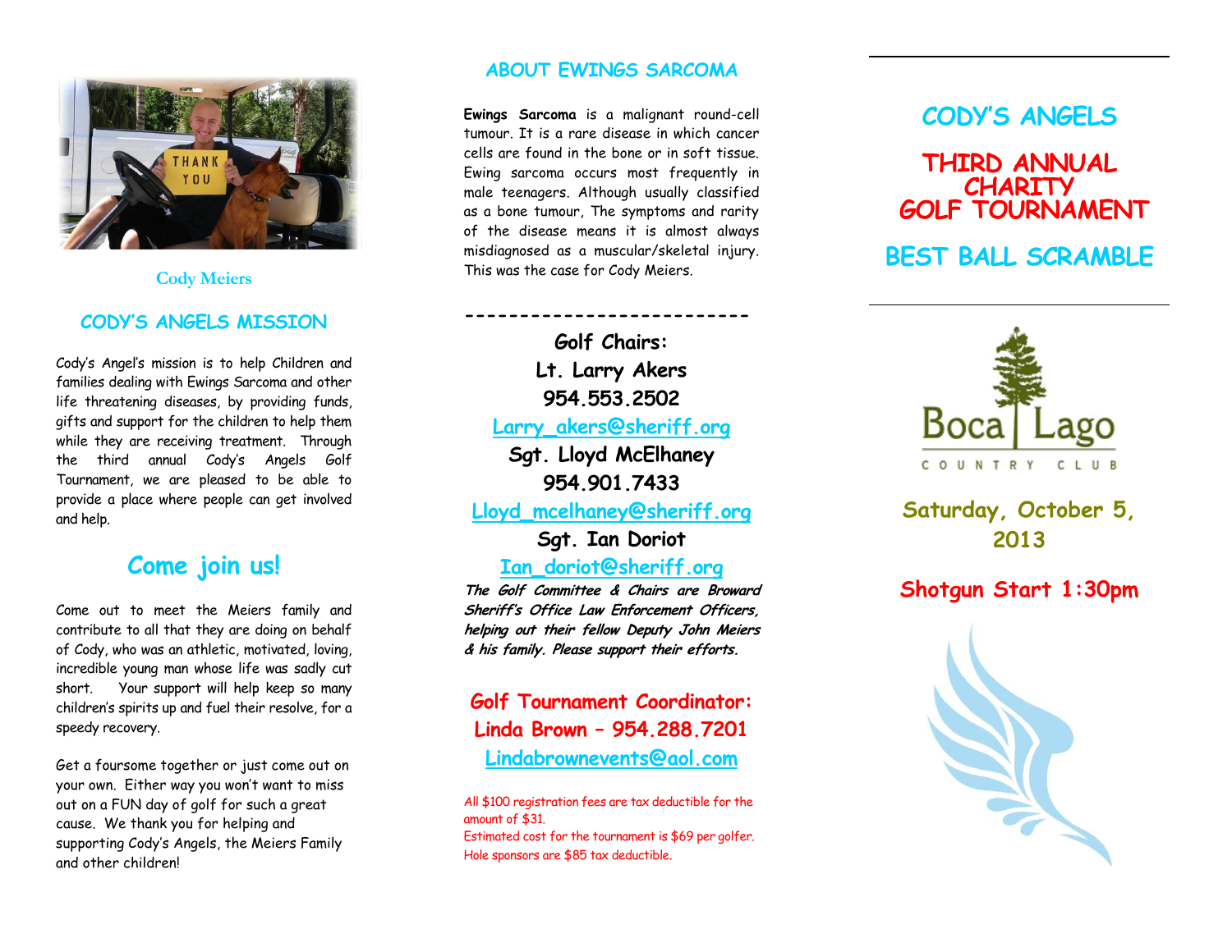Cody Meiers

## CODY'S ANGELS MISSION

Cody's Angel's mission is to help Children and families dealing with Ewings Sarcoma and other life threatening diseases, by providing funds, gifts and support for the children to help them while they are receiving treatment. Through the third annual Cody's Angels Golf Tournament, we are pleased to be able to provide a place where people can get involved and help.

## Come join us!

Come out to meet the Meiers family and contribute to all that they are doing on behalf of Cody, who was an athletic, motivated, loving, incredible young man whose life was sadly cut short. Your support will help keep so many children's spirits up and fuel their resolve, for a speedy recovery.

Get a foursome together or just come out on your own. Either way you won't want to miss out on a FUN day of golf for such a great cause. We thank you for helping and supporting Cody's Angels, the Meiers Family and other children!

## ABOUT EWINGS SARCOMA

**Ewings Sarcoma** is a malignant round-cell tumour. It is a rare disease in which cancer cells are found in the bone or in soft tissue. Ewing sarcoma occurs most frequently in male teenagers. Although usually classified as a bone tumour, The symptoms and rarity of the disease means it is almost always misdiagnosed as a muscular/skeletal injury. This was the case for Cody Meiers.

-------------------------

**Golf Chairs:**
**Lt. Larry Akers**
**954.553.2502**
Larry_akers@sheriff.org
**Sgt. Lloyd McElhaney**
**954.901.7433**
Lloyd_mcelhaney@sheriff.org
**Sgt. Ian Doriot**
Ian_doriot@sheriff.org

***The Golf Committee & Chairs are Broward Sheriff's Office Law Enforcement Officers, helping out their fellow Deputy John Meiers & his family. Please support their efforts.***

**Golf Tournament Coordinator:**
**Linda Brown – 954.288.7201**
Lindabrownevents@aol.com

All $100 registration fees are tax deductible for the amount of $31.
Estimated cost for the tournament is $69 per golfer.
Hole sponsors are $85 tax deductible.

# CODY'S ANGELS

# THIRD ANNUAL CHARITY GOLF TOURNAMENT

# BEST BALL SCRAMBLE

Boca Lago
COUNTRY CLUB

**Saturday, October 5, 2013**

**Shotgun Start 1:30pm**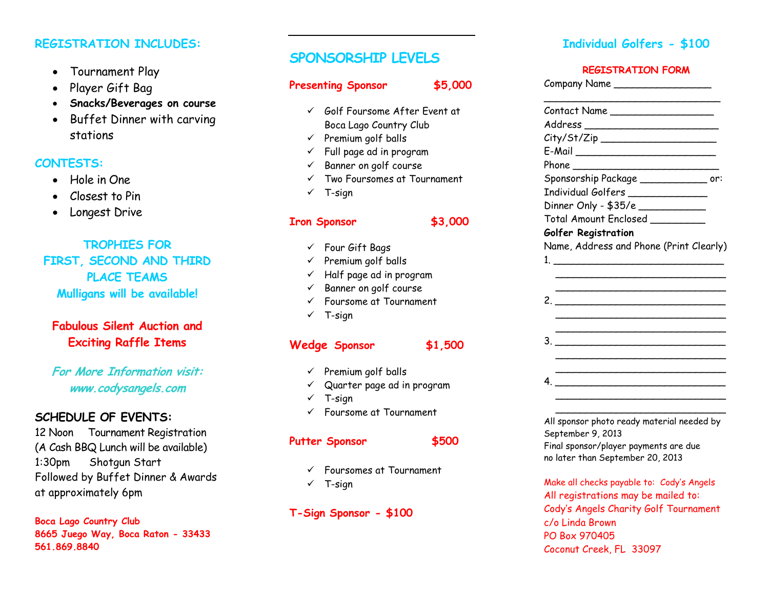## REGISTRATION INCLUDES:

- Tournament Play
- Player Gift Bag
- **Snacks/Beverages on course**
- Buffet Dinner with carving stations

## CONTESTS:

- Hole in One
- Closest to Pin
- Longest Drive

**TROPHIES FOR FIRST, SECOND AND THIRD PLACE TEAMS**

**Mulligans will be available!**

**Fabulous Silent Auction and Exciting Raffle Items**

***For More Information visit: www.codysangels.com***

## SCHEDULE OF EVENTS:

12 Noon Tournament Registration
(A Cash BBQ Lunch will be available)
1:30pm Shotgun Start
Followed by Buffet Dinner & Awards at approximately 6pm

**Boca Lago Country Club**
**8665 Juego Way, Boca Raton - 33433**
**561.869.8840**

---

## SPONSORSHIP LEVELS

### Presenting Sponsor $5,000

- ✓ Golf Foursome After Event at Boca Lago Country Club
- ✓ Premium golf balls
- ✓ Full page ad in program
- ✓ Banner on golf course
- ✓ Two Foursomes at Tournament
- ✓ T-sign

### Iron Sponsor $3,000

- ✓ Four Gift Bags
- ✓ Premium golf balls
- ✓ Half page ad in program
- ✓ Banner on golf course
- ✓ Foursome at Tournament
- ✓ T-sign

### Wedge Sponsor $1,500

- ✓ Premium golf balls
- ✓ Quarter page ad in program
- ✓ T-sign
- ✓ Foursome at Tournament

### Putter Sponsor $500

- ✓ Foursomes at Tournament
- ✓ T-sign

### T-Sign Sponsor - $100

## Individual Golfers - $100

### REGISTRATION FORM

Company Name ________________
______________________________
Contact Name _________________
Address _______________________
City/St/Zip ____________________
E-Mail ________________________
Phone _________________________
Sponsorship Package ___________ or:
Individual Golfers _____________
Dinner Only - $35/e ___________
Total Amount Enclosed _________

**Golfer Registration**
Name, Address and Phone (Print Clearly)

1. ______________________________
   ______________________________
   ______________________________
2. ______________________________
   ______________________________
   ______________________________
3. ______________________________
   ______________________________
   ______________________________
4. ______________________________
   ______________________________
   ______________________________

All sponsor photo ready material needed by September 9, 2013
Final sponsor/player payments are due no later than September 20, 2013

Make all checks payable to: Cody's Angels
All registrations may be mailed to:
Cody's Angels Charity Golf Tournament
c/o Linda Brown
PO Box 970405
Coconut Creek, FL 33097